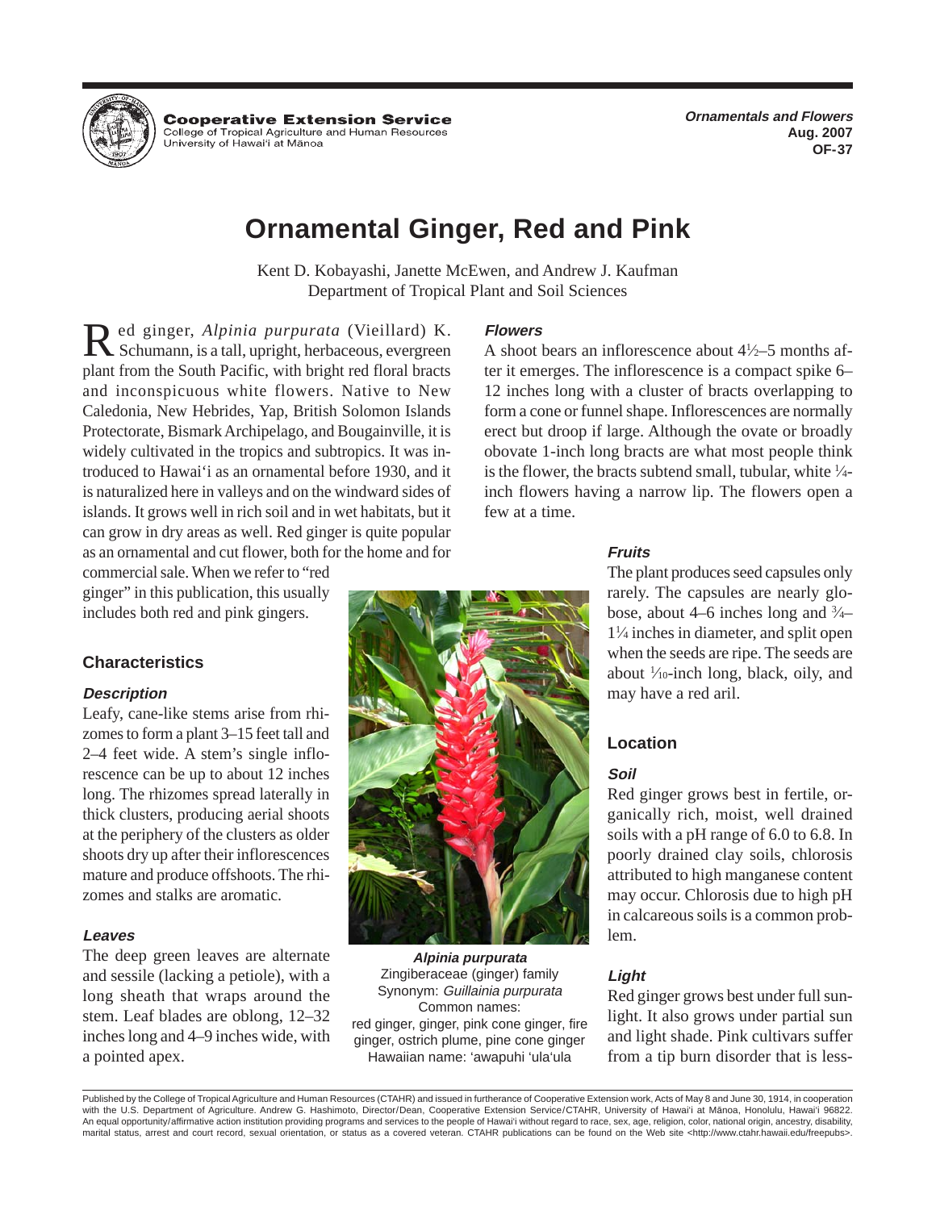**Cooperative Extension Service**
College of Tropical Agriculture and Human Resources
University of Hawai'i at Mānoa

*Ornamentals and Flowers*
**Aug. 2007**
**OF-37**

# Ornamental Ginger, Red and Pink

Kent D. Kobayashi, Janette McEwen, and Andrew J. Kaufman
Department of Tropical Plant and Soil Sciences

Red ginger, *Alpinia purpurata* (Vieillard) K. Schumann, is a tall, upright, herbaceous, evergreen plant from the South Pacific, with bright red floral bracts and inconspicuous white flowers. Native to New Caledonia, New Hebrides, Yap, British Solomon Islands Protectorate, Bismark Archipelago, and Bougainville, it is widely cultivated in the tropics and subtropics. It was introduced to Hawai'i as an ornamental before 1930, and it is naturalized here in valleys and on the windward sides of islands. It grows well in rich soil and in wet habitats, but it can grow in dry areas as well. Red ginger is quite popular as an ornamental and cut flower, both for the home and for commercial sale. When we refer to "red ginger" in this publication, this usually includes both red and pink gingers.

## Characteristics

### Description

Leafy, cane-like stems arise from rhizomes to form a plant 3–15 feet tall and 2–4 feet wide. A stem's single inflorescence can be up to about 12 inches long. The rhizomes spread laterally in thick clusters, producing aerial shoots at the periphery of the clusters as older shoots dry up after their inflorescences mature and produce offshoots. The rhizomes and stalks are aromatic.

### Leaves

The deep green leaves are alternate and sessile (lacking a petiole), with a long sheath that wraps around the stem. Leaf blades are oblong, 12–32 inches long and 4–9 inches wide, with a pointed apex.

***Alpinia purpurata***
Zingiberaceae (ginger) family
Synonym: *Guillainia purpurata*
Common names:
red ginger, ginger, pink cone ginger, fire ginger, ostrich plume, pine cone ginger
Hawaiian name: 'awapuhi 'ula'ula

### Flowers

A shoot bears an inflorescence about 4½–5 months after it emerges. The inflorescence is a compact spike 6–12 inches long with a cluster of bracts overlapping to form a cone or funnel shape. Inflorescences are normally erect but droop if large. Although the ovate or broadly obovate 1-inch long bracts are what most people think is the flower, the bracts subtend small, tubular, white ¼-inch flowers having a narrow lip. The flowers open a few at a time.

### Fruits

The plant produces seed capsules only rarely. The capsules are nearly globose, about 4–6 inches long and ¾–1¼ inches in diameter, and split open when the seeds are ripe. The seeds are about 1⁄10-inch long, black, oily, and may have a red aril.

## Location

### Soil

Red ginger grows best in fertile, organically rich, moist, well drained soils with a pH range of 6.0 to 6.8. In poorly drained clay soils, chlorosis attributed to high manganese content may occur. Chlorosis due to high pH in calcareous soils is a common problem.

### Light

Red ginger grows best under full sunlight. It also grows under partial sun and light shade. Pink cultivars suffer from a tip burn disorder that is less-

Published by the College of Tropical Agriculture and Human Resources (CTAHR) and issued in furtherance of Cooperative Extension work, Acts of May 8 and June 30, 1914, in cooperation with the U.S. Department of Agriculture. Andrew G. Hashimoto, Director/Dean, Cooperative Extension Service/CTAHR, University of Hawai'i at Mānoa, Honolulu, Hawai'i 96822. An equal opportunity/affirmative action institution providing programs and services to the people of Hawai'i without regard to race, sex, age, religion, color, national origin, ancestry, disability, marital status, arrest and court record, sexual orientation, or status as a covered veteran. CTAHR publications can be found on the Web site <http://www.ctahr.hawaii.edu/freepubs>.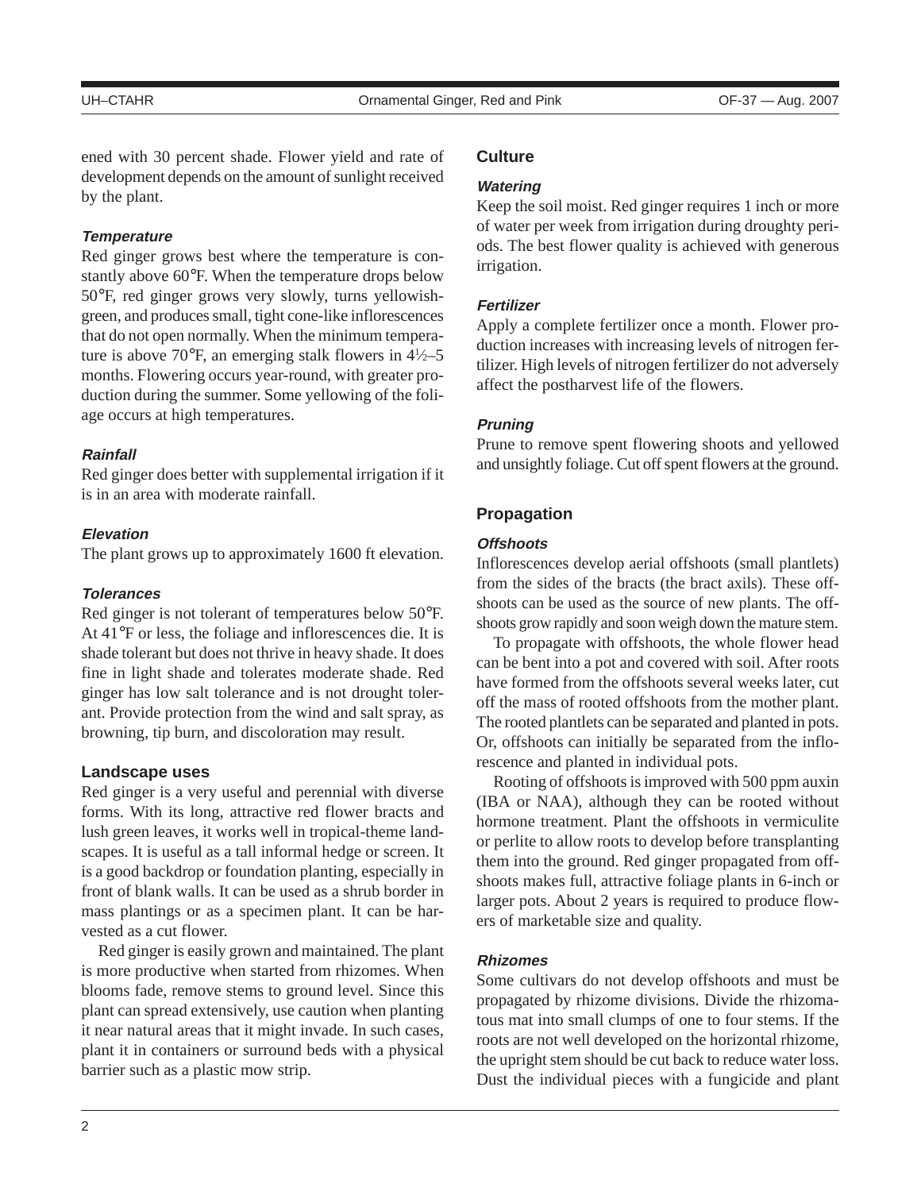ened with 30 percent shade. Flower yield and rate of development depends on the amount of sunlight received by the plant.

### *Temperature*

Red ginger grows best where the temperature is constantly above 60°F. When the temperature drops below 50°F, red ginger grows very slowly, turns yellowish-green, and produces small, tight cone-like inflorescences that do not open normally. When the minimum temperature is above 70°F, an emerging stalk flowers in 4½–5 months. Flowering occurs year-round, with greater production during the summer. Some yellowing of the foliage occurs at high temperatures.

### *Rainfall*

Red ginger does better with supplemental irrigation if it is in an area with moderate rainfall.

### *Elevation*

The plant grows up to approximately 1600 ft elevation.

### *Tolerances*

Red ginger is not tolerant of temperatures below 50°F. At 41°F or less, the foliage and inflorescences die. It is shade tolerant but does not thrive in heavy shade. It does fine in light shade and tolerates moderate shade. Red ginger has low salt tolerance and is not drought tolerant. Provide protection from the wind and salt spray, as browning, tip burn, and discoloration may result.

## Landscape uses

Red ginger is a very useful and perennial with diverse forms. With its long, attractive red flower bracts and lush green leaves, it works well in tropical-theme landscapes. It is useful as a tall informal hedge or screen. It is a good backdrop or foundation planting, especially in front of blank walls. It can be used as a shrub border in mass plantings or as a specimen plant. It can be harvested as a cut flower.

Red ginger is easily grown and maintained. The plant is more productive when started from rhizomes. When blooms fade, remove stems to ground level. Since this plant can spread extensively, use caution when planting it near natural areas that it might invade. In such cases, plant it in containers or surround beds with a physical barrier such as a plastic mow strip.

## Culture

### *Watering*

Keep the soil moist. Red ginger requires 1 inch or more of water per week from irrigation during droughty periods. The best flower quality is achieved with generous irrigation.

### *Fertilizer*

Apply a complete fertilizer once a month. Flower production increases with increasing levels of nitrogen fertilizer. High levels of nitrogen fertilizer do not adversely affect the postharvest life of the flowers.

### *Pruning*

Prune to remove spent flowering shoots and yellowed and unsightly foliage. Cut off spent flowers at the ground.

## Propagation

### *Offshoots*

Inflorescences develop aerial offshoots (small plantlets) from the sides of the bracts (the bract axils). These offshoots can be used as the source of new plants. The offshoots grow rapidly and soon weigh down the mature stem.

To propagate with offshoots, the whole flower head can be bent into a pot and covered with soil. After roots have formed from the offshoots several weeks later, cut off the mass of rooted offshoots from the mother plant. The rooted plantlets can be separated and planted in pots. Or, offshoots can initially be separated from the inflorescence and planted in individual pots.

Rooting of offshoots is improved with 500 ppm auxin (IBA or NAA), although they can be rooted without hormone treatment. Plant the offshoots in vermiculite or perlite to allow roots to develop before transplanting them into the ground. Red ginger propagated from offshoots makes full, attractive foliage plants in 6-inch or larger pots. About 2 years is required to produce flowers of marketable size and quality.

### *Rhizomes*

Some cultivars do not develop offshoots and must be propagated by rhizome divisions. Divide the rhizomatous mat into small clumps of one to four stems. If the roots are not well developed on the horizontal rhizome, the upright stem should be cut back to reduce water loss. Dust the individual pieces with a fungicide and plant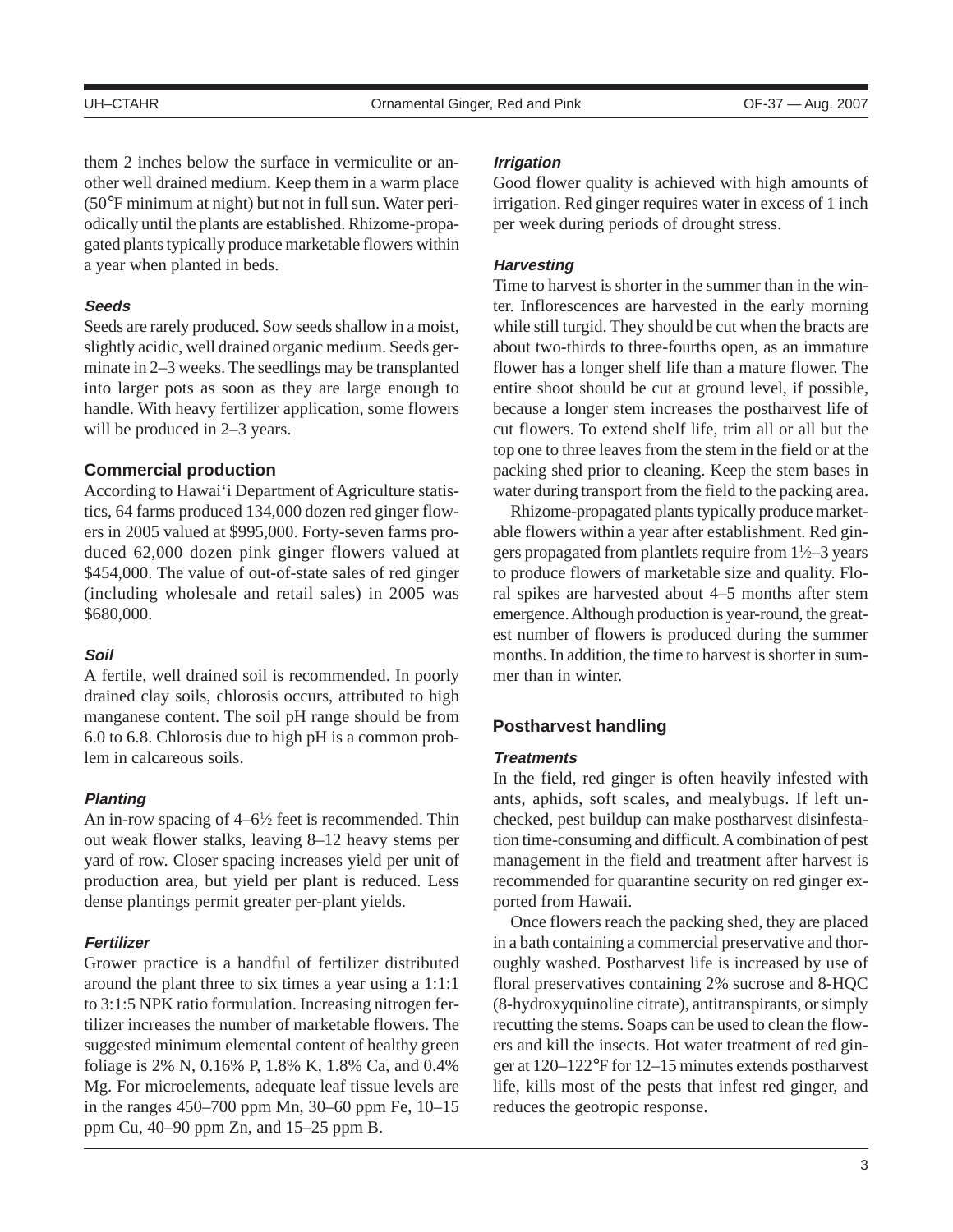them 2 inches below the surface in vermiculite or another well drained medium. Keep them in a warm place (50°F minimum at night) but not in full sun. Water periodically until the plants are established. Rhizome-propagated plants typically produce marketable flowers within a year when planted in beds.

#### *Seeds*

Seeds are rarely produced. Sow seeds shallow in a moist, slightly acidic, well drained organic medium. Seeds germinate in 2–3 weeks. The seedlings may be transplanted into larger pots as soon as they are large enough to handle. With heavy fertilizer application, some flowers will be produced in 2–3 years.

### Commercial production

According to Hawai'i Department of Agriculture statistics, 64 farms produced 134,000 dozen red ginger flowers in 2005 valued at $995,000. Forty-seven farms produced 62,000 dozen pink ginger flowers valued at $454,000. The value of out-of-state sales of red ginger (including wholesale and retail sales) in 2005 was $680,000.

#### *Soil*

A fertile, well drained soil is recommended. In poorly drained clay soils, chlorosis occurs, attributed to high manganese content. The soil pH range should be from 6.0 to 6.8. Chlorosis due to high pH is a common problem in calcareous soils.

#### *Planting*

An in-row spacing of 4–6½ feet is recommended. Thin out weak flower stalks, leaving 8–12 heavy stems per yard of row. Closer spacing increases yield per unit of production area, but yield per plant is reduced. Less dense plantings permit greater per-plant yields.

#### *Fertilizer*

Grower practice is a handful of fertilizer distributed around the plant three to six times a year using a 1:1:1 to 3:1:5 NPK ratio formulation. Increasing nitrogen fertilizer increases the number of marketable flowers. The suggested minimum elemental content of healthy green foliage is 2% N, 0.16% P, 1.8% K, 1.8% Ca, and 0.4% Mg. For microelements, adequate leaf tissue levels are in the ranges 450–700 ppm Mn, 30–60 ppm Fe, 10–15 ppm Cu, 40–90 ppm Zn, and 15–25 ppm B.

#### *Irrigation*

Good flower quality is achieved with high amounts of irrigation. Red ginger requires water in excess of 1 inch per week during periods of drought stress.

#### *Harvesting*

Time to harvest is shorter in the summer than in the winter. Inflorescences are harvested in the early morning while still turgid. They should be cut when the bracts are about two-thirds to three-fourths open, as an immature flower has a longer shelf life than a mature flower. The entire shoot should be cut at ground level, if possible, because a longer stem increases the postharvest life of cut flowers. To extend shelf life, trim all or all but the top one to three leaves from the stem in the field or at the packing shed prior to cleaning. Keep the stem bases in water during transport from the field to the packing area.

Rhizome-propagated plants typically produce marketable flowers within a year after establishment. Red gingers propagated from plantlets require from 1½–3 years to produce flowers of marketable size and quality. Floral spikes are harvested about 4–5 months after stem emergence. Although production is year-round, the greatest number of flowers is produced during the summer months. In addition, the time to harvest is shorter in summer than in winter.

### Postharvest handling

#### *Treatments*

In the field, red ginger is often heavily infested with ants, aphids, soft scales, and mealybugs. If left unchecked, pest buildup can make postharvest disinfestation time-consuming and difficult. A combination of pest management in the field and treatment after harvest is recommended for quarantine security on red ginger exported from Hawaii.

Once flowers reach the packing shed, they are placed in a bath containing a commercial preservative and thoroughly washed. Postharvest life is increased by use of floral preservatives containing 2% sucrose and 8-HQC (8-hydroxyquinoline citrate), antitranspirants, or simply recutting the stems. Soaps can be used to clean the flowers and kill the insects. Hot water treatment of red ginger at 120–122°F for 12–15 minutes extends postharvest life, kills most of the pests that infest red ginger, and reduces the geotropic response.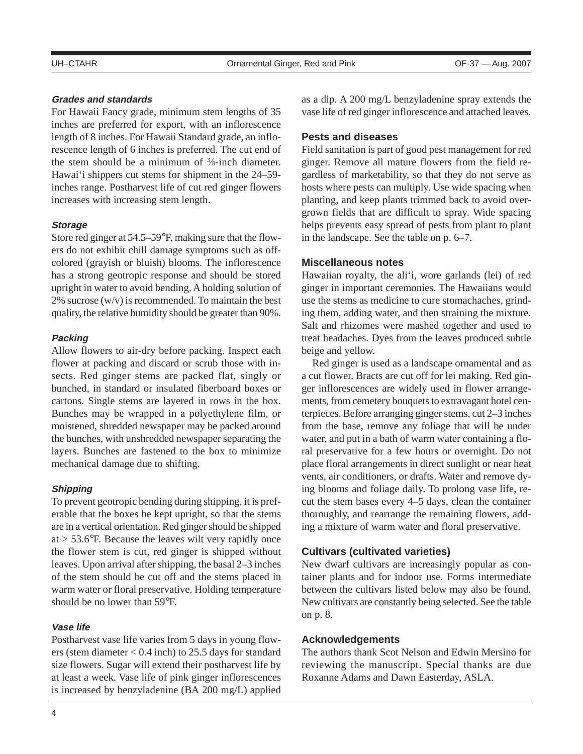#### *Grades and standards*

For Hawaii Fancy grade, minimum stem lengths of 35 inches are preferred for export, with an inflorescence length of 8 inches. For Hawaii Standard grade, an inflorescence length of 6 inches is preferred. The cut end of the stem should be a minimum of ⅜-inch diameter. Hawai'i shippers cut stems for shipment in the 24–59-inches range. Postharvest life of cut red ginger flowers increases with increasing stem length.

#### *Storage*

Store red ginger at 54.5–59°F, making sure that the flowers do not exhibit chill damage symptoms such as off-colored (grayish or bluish) blooms. The inflorescence has a strong geotropic response and should be stored upright in water to avoid bending. A holding solution of 2% sucrose (w/v) is recommended. To maintain the best quality, the relative humidity should be greater than 90%.

#### *Packing*

Allow flowers to air-dry before packing. Inspect each flower at packing and discard or scrub those with insects. Red ginger stems are packed flat, singly or bunched, in standard or insulated fiberboard boxes or cartons. Single stems are layered in rows in the box. Bunches may be wrapped in a polyethylene film, or moistened, shredded newspaper may be packed around the bunches, with unshredded newspaper separating the layers. Bunches are fastened to the box to minimize mechanical damage due to shifting.

#### *Shipping*

To prevent geotropic bending during shipping, it is preferable that the boxes be kept upright, so that the stems are in a vertical orientation. Red ginger should be shipped at > 53.6°F. Because the leaves wilt very rapidly once the flower stem is cut, red ginger is shipped without leaves. Upon arrival after shipping, the basal 2–3 inches of the stem should be cut off and the stems placed in warm water or floral preservative. Holding temperature should be no lower than 59°F.

#### *Vase life*

Postharvest vase life varies from 5 days in young flowers (stem diameter < 0.4 inch) to 25.5 days for standard size flowers. Sugar will extend their postharvest life by at least a week. Vase life of pink ginger inflorescences is increased by benzyladenine (BA 200 mg/L) applied as a dip. A 200 mg/L benzyladenine spray extends the vase life of red ginger inflorescence and attached leaves.

### Pests and diseases

Field sanitation is part of good pest management for red ginger. Remove all mature flowers from the field regardless of marketability, so that they do not serve as hosts where pests can multiply. Use wide spacing when planting, and keep plants trimmed back to avoid overgrown fields that are difficult to spray. Wide spacing helps prevents easy spread of pests from plant to plant in the landscape. See the table on p. 6–7.

### Miscellaneous notes

Hawaiian royalty, the ali'i, wore garlands (lei) of red ginger in important ceremonies. The Hawaiians would use the stems as medicine to cure stomachaches, grinding them, adding water, and then straining the mixture. Salt and rhizomes were mashed together and used to treat headaches. Dyes from the leaves produced subtle beige and yellow.

Red ginger is used as a landscape ornamental and as a cut flower. Bracts are cut off for lei making. Red ginger inflorescences are widely used in flower arrangements, from cemetery bouquets to extravagant hotel centerpieces. Before arranging ginger stems, cut 2–3 inches from the base, remove any foliage that will be under water, and put in a bath of warm water containing a floral preservative for a few hours or overnight. Do not place floral arrangements in direct sunlight or near heat vents, air conditioners, or drafts. Water and remove dying blooms and foliage daily. To prolong vase life, recut the stem bases every 4–5 days, clean the container thoroughly, and rearrange the remaining flowers, adding a mixture of warm water and floral preservative.

### Cultivars (cultivated varieties)

New dwarf cultivars are increasingly popular as container plants and for indoor use. Forms intermediate between the cultivars listed below may also be found. New cultivars are constantly being selected. See the table on p. 8.

### Acknowledgements

The authors thank Scot Nelson and Edwin Mersino for reviewing the manuscript. Special thanks are due Roxanne Adams and Dawn Easterday, ASLA.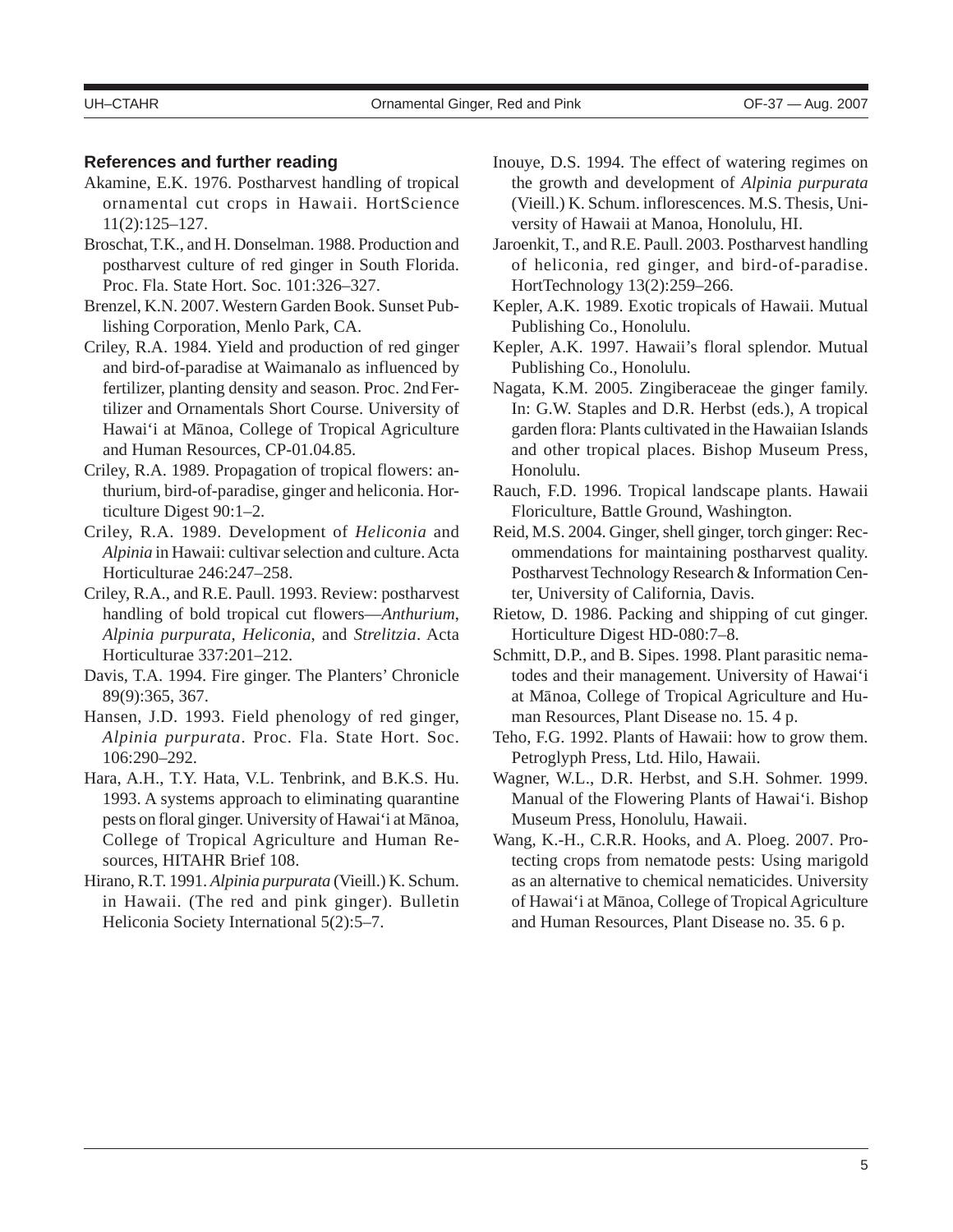### References and further reading

Akamine, E.K. 1976. Postharvest handling of tropical ornamental cut crops in Hawaii. HortScience 11(2):125–127.

Broschat, T.K., and H. Donselman. 1988. Production and postharvest culture of red ginger in South Florida. Proc. Fla. State Hort. Soc. 101:326–327.

Brenzel, K.N. 2007. Western Garden Book. Sunset Publishing Corporation, Menlo Park, CA.

Criley, R.A. 1984. Yield and production of red ginger and bird-of-paradise at Waimanalo as influenced by fertilizer, planting density and season. Proc. 2nd Fertilizer and Ornamentals Short Course. University of Hawai'i at Mānoa, College of Tropical Agriculture and Human Resources, CP-01.04.85.

Criley, R.A. 1989. Propagation of tropical flowers: anthurium, bird-of-paradise, ginger and heliconia. Horticulture Digest 90:1–2.

Criley, R.A. 1989. Development of *Heliconia* and *Alpinia* in Hawaii: cultivar selection and culture. Acta Horticulturae 246:247–258.

Criley, R.A., and R.E. Paull. 1993. Review: postharvest handling of bold tropical cut flowers—*Anthurium*, *Alpinia purpurata*, *Heliconia*, and *Strelitzia*. Acta Horticulturae 337:201–212.

Davis, T.A. 1994. Fire ginger. The Planters' Chronicle 89(9):365, 367.

Hansen, J.D. 1993. Field phenology of red ginger, *Alpinia purpurata*. Proc. Fla. State Hort. Soc. 106:290–292.

Hara, A.H., T.Y. Hata, V.L. Tenbrink, and B.K.S. Hu. 1993. A systems approach to eliminating quarantine pests on floral ginger. University of Hawai'i at Mānoa, College of Tropical Agriculture and Human Resources, HITAHR Brief 108.

Hirano, R.T. 1991. *Alpinia purpurata* (Vieill.) K. Schum. in Hawaii. (The red and pink ginger). Bulletin Heliconia Society International 5(2):5–7.

Inouye, D.S. 1994. The effect of watering regimes on the growth and development of *Alpinia purpurata* (Vieill.) K. Schum. inflorescences. M.S. Thesis, University of Hawaii at Manoa, Honolulu, HI.

Jaroenkit, T., and R.E. Paull. 2003. Postharvest handling of heliconia, red ginger, and bird-of-paradise. HortTechnology 13(2):259–266.

Kepler, A.K. 1989. Exotic tropicals of Hawaii. Mutual Publishing Co., Honolulu.

Kepler, A.K. 1997. Hawaii's floral splendor. Mutual Publishing Co., Honolulu.

Nagata, K.M. 2005. Zingiberaceae the ginger family. In: G.W. Staples and D.R. Herbst (eds.), A tropical garden flora: Plants cultivated in the Hawaiian Islands and other tropical places. Bishop Museum Press, Honolulu.

Rauch, F.D. 1996. Tropical landscape plants. Hawaii Floriculture, Battle Ground, Washington.

Reid, M.S. 2004. Ginger, shell ginger, torch ginger: Recommendations for maintaining postharvest quality. Postharvest Technology Research & Information Center, University of California, Davis.

Rietow, D. 1986. Packing and shipping of cut ginger. Horticulture Digest HD-080:7–8.

Schmitt, D.P., and B. Sipes. 1998. Plant parasitic nematodes and their management. University of Hawai'i at Mānoa, College of Tropical Agriculture and Human Resources, Plant Disease no. 15. 4 p.

Teho, F.G. 1992. Plants of Hawaii: how to grow them. Petroglyph Press, Ltd. Hilo, Hawaii.

Wagner, W.L., D.R. Herbst, and S.H. Sohmer. 1999. Manual of the Flowering Plants of Hawai'i. Bishop Museum Press, Honolulu, Hawaii.

Wang, K.-H., C.R.R. Hooks, and A. Ploeg. 2007. Protecting crops from nematode pests: Using marigold as an alternative to chemical nematicides. University of Hawai'i at Mānoa, College of Tropical Agriculture and Human Resources, Plant Disease no. 35. 6 p.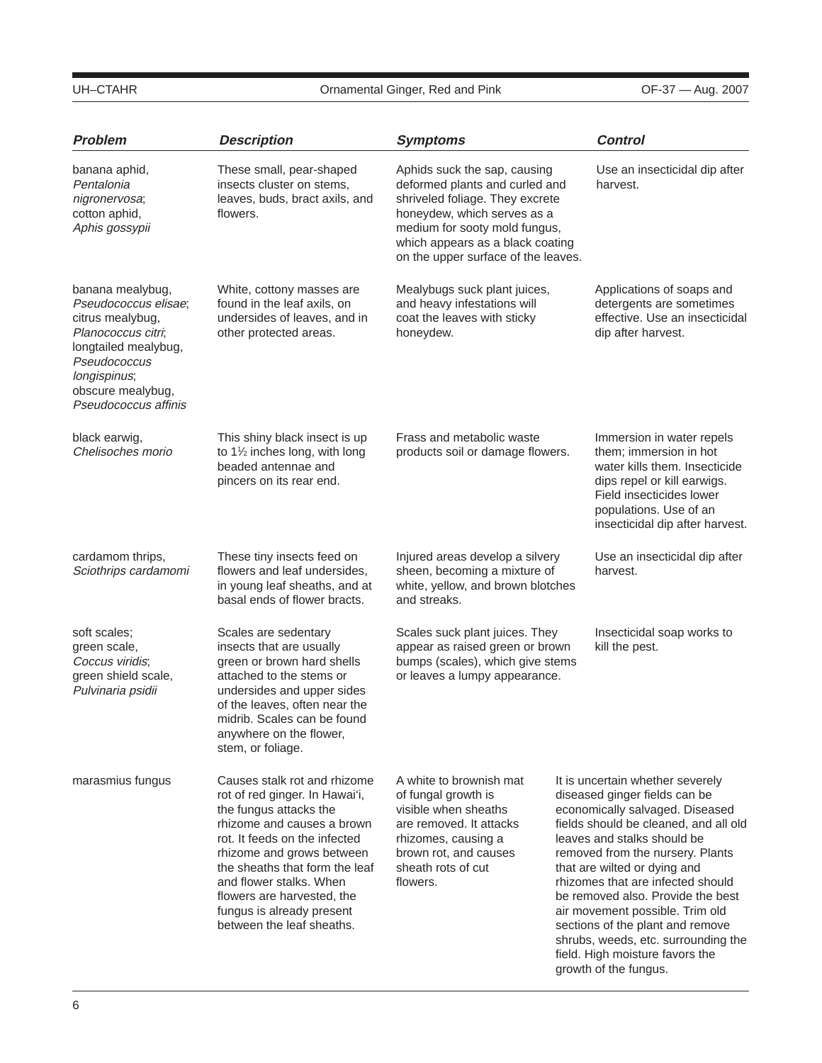| *Problem* | *Description* | *Symptoms* | *Control* |
|---|---|---|---|
| banana aphid, *Pentalonia nigronervosa*; cotton aphid, *Aphis gossypii* | These small, pear-shaped insects cluster on stems, leaves, buds, bract axils, and flowers. | Aphids suck the sap, causing deformed plants and curled and shriveled foliage. They excrete honeydew, which serves as a medium for sooty mold fungus, which appears as a black coating on the upper surface of the leaves. | Use an insecticidal dip after harvest. |
| banana mealybug, *Pseudococcus elisae*; citrus mealybug, *Planococcus citri*; longtailed mealybug, *Pseudococcus longispinus*; obscure mealybug, *Pseudococcus affinis* | White, cottony masses are found in the leaf axils, on undersides of leaves, and in other protected areas. | Mealybugs suck plant juices, and heavy infestations will coat the leaves with sticky honeydew. | Applications of soaps and detergents are sometimes effective. Use an insecticidal dip after harvest. |
| black earwig, *Chelisoches morio* | This shiny black insect is up to 1½ inches long, with long beaded antennae and pincers on its rear end. | Frass and metabolic waste products soil or damage flowers. | Immersion in water repels them; immersion in hot water kills them. Insecticide dips repel or kill earwigs. Field insecticides lower populations. Use of an insecticidal dip after harvest. |
| cardamom thrips, *Sciothrips cardamomi* | These tiny insects feed on flowers and leaf undersides, in young leaf sheaths, and at basal ends of flower bracts. | Injured areas develop a silvery sheen, becoming a mixture of white, yellow, and brown blotches and streaks. | Use an insecticidal dip after harvest. |
| soft scales; green scale, *Coccus viridis*; green shield scale, *Pulvinaria psidii* | Scales are sedentary insects that are usually green or brown hard shells attached to the stems or undersides and upper sides of the leaves, often near the midrib. Scales can be found anywhere on the flower, stem, or foliage. | Scales suck plant juices. They appear as raised green or brown bumps (scales), which give stems or leaves a lumpy appearance. | Insecticidal soap works to kill the pest. |
| marasmius fungus | Causes stalk rot and rhizome rot of red ginger. In Hawai'i, the fungus attacks the rhizome and causes a brown rot. It feeds on the infected rhizome and grows between the sheaths that form the leaf and flower stalks. When flowers are harvested, the fungus is already present between the leaf sheaths. | A white to brownish mat of fungal growth is visible when sheaths are removed. It attacks rhizomes, causing a brown rot, and causes sheath rots of cut flowers. | It is uncertain whether severely diseased ginger fields can be economically salvaged. Diseased fields should be cleaned, and all old leaves and stalks should be removed from the nursery. Plants that are wilted or dying and rhizomes that are infected should be removed also. Provide the best air movement possible. Trim old sections of the plant and remove shrubs, weeds, etc. surrounding the field. High moisture favors the growth of the fungus. |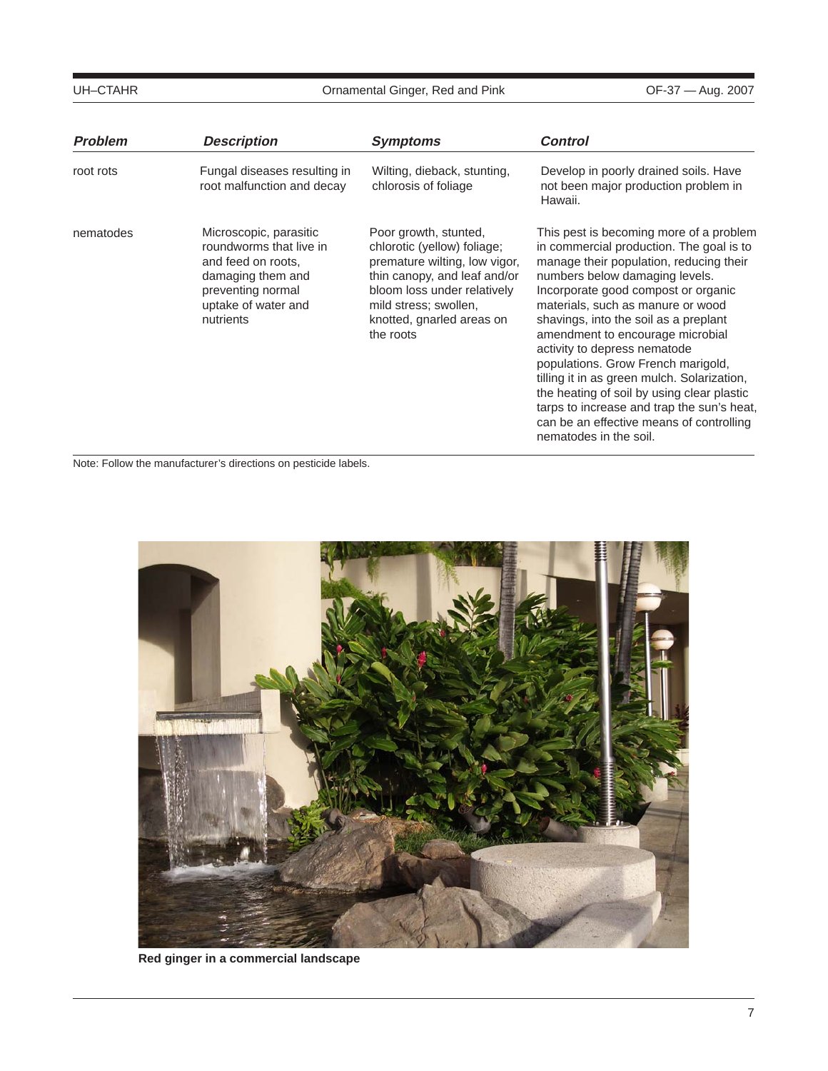| *Problem* | *Description* | *Symptoms* | *Control* |
|---|---|---|---|
| root rots | Fungal diseases resulting in root malfunction and decay | Wilting, dieback, stunting, chlorosis of foliage | Develop in poorly drained soils. Have not been major production problem in Hawaii. |
| nematodes | Microscopic, parasitic roundworms that live in and feed on roots, damaging them and preventing normal uptake of water and nutrients | Poor growth, stunted, chlorotic (yellow) foliage; premature wilting, low vigor, thin canopy, and leaf and/or bloom loss under relatively mild stress; swollen, knotted, gnarled areas on the roots | This pest is becoming more of a problem in commercial production. The goal is to manage their population, reducing their numbers below damaging levels. Incorporate good compost or organic materials, such as manure or wood shavings, into the soil as a preplant amendment to encourage microbial activity to depress nematode populations. Grow French marigold, tilling it in as green mulch. Solarization, the heating of soil by using clear plastic tarps to increase and trap the sun's heat, can be an effective means of controlling nematodes in the soil. |

Note: Follow the manufacturer's directions on pesticide labels.

**Red ginger in a commercial landscape**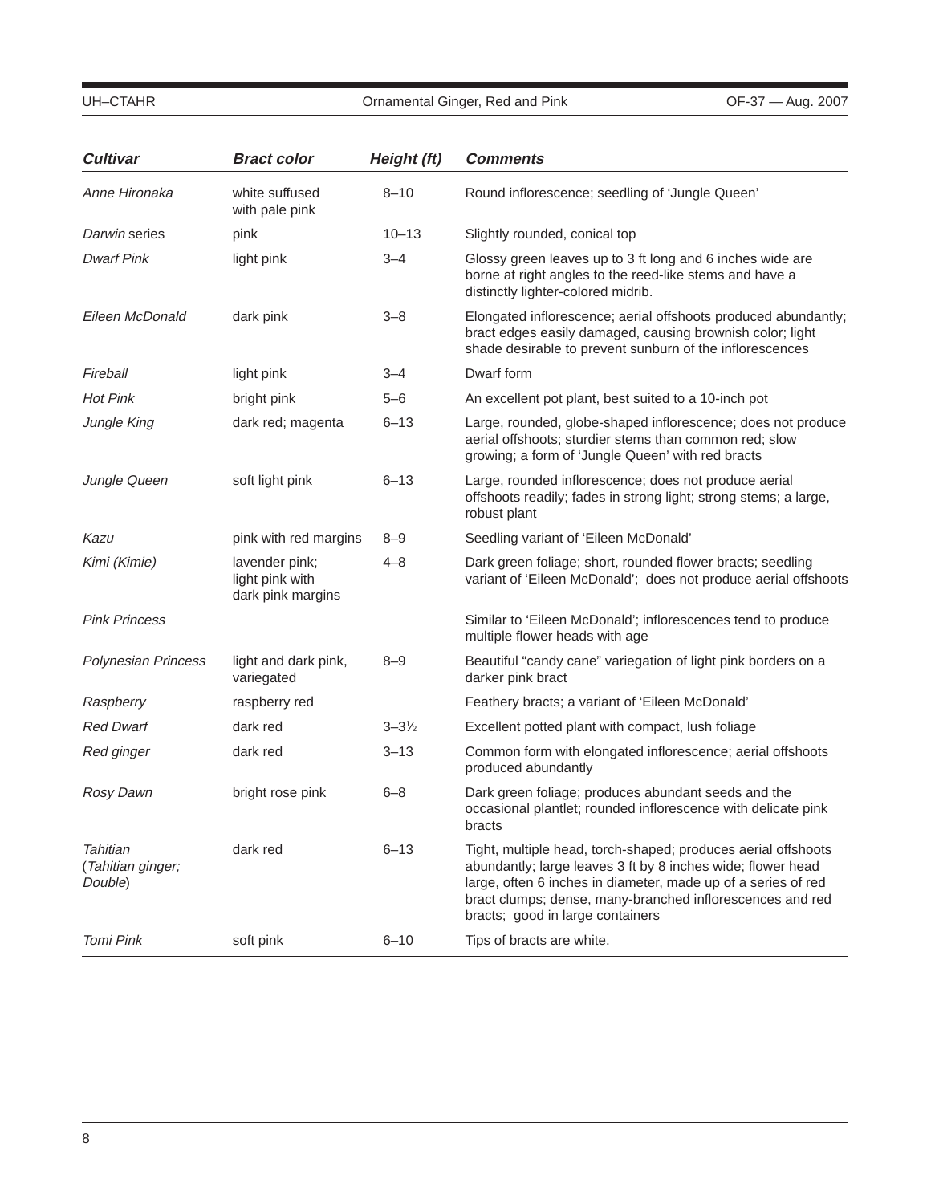| Cultivar | Bract color | Height (ft) | Comments |
|---|---|---|---|
| *Anne Hironaka* | white suffused with pale pink | 8–10 | Round inflorescence; seedling of 'Jungle Queen' |
| *Darwin* series | pink | 10–13 | Slightly rounded, conical top |
| *Dwarf Pink* | light pink | 3–4 | Glossy green leaves up to 3 ft long and 6 inches wide are borne at right angles to the reed-like stems and have a distinctly lighter-colored midrib. |
| *Eileen McDonald* | dark pink | 3–8 | Elongated inflorescence; aerial offshoots produced abundantly; bract edges easily damaged, causing brownish color; light shade desirable to prevent sunburn of the inflorescences |
| *Fireball* | light pink | 3–4 | Dwarf form |
| *Hot Pink* | bright pink | 5–6 | An excellent pot plant, best suited to a 10-inch pot |
| *Jungle King* | dark red; magenta | 6–13 | Large, rounded, globe-shaped inflorescence; does not produce aerial offshoots; sturdier stems than common red; slow growing; a form of 'Jungle Queen' with red bracts |
| *Jungle Queen* | soft light pink | 6–13 | Large, rounded inflorescence; does not produce aerial offshoots readily; fades in strong light; strong stems; a large, robust plant |
| *Kazu* | pink with red margins | 8–9 | Seedling variant of 'Eileen McDonald' |
| *Kimi (Kimie)* | lavender pink; light pink with dark pink margins | 4–8 | Dark green foliage; short, rounded flower bracts; seedling variant of 'Eileen McDonald'; does not produce aerial offshoots |
| *Pink Princess* | | | Similar to 'Eileen McDonald'; inflorescences tend to produce multiple flower heads with age |
| *Polynesian Princess* | light and dark pink, variegated | 8–9 | Beautiful "candy cane" variegation of light pink borders on a darker pink bract |
| *Raspberry* | raspberry red | | Feathery bracts; a variant of 'Eileen McDonald' |
| *Red Dwarf* | dark red | 3–3½ | Excellent potted plant with compact, lush foliage |
| *Red ginger* | dark red | 3–13 | Common form with elongated inflorescence; aerial offshoots produced abundantly |
| *Rosy Dawn* | bright rose pink | 6–8 | Dark green foliage; produces abundant seeds and the occasional plantlet; rounded inflorescence with delicate pink bracts |
| *Tahitian* (*Tahitian ginger; Double*) | dark red | 6–13 | Tight, multiple head, torch-shaped; produces aerial offshoots abundantly; large leaves 3 ft by 8 inches wide; flower head large, often 6 inches in diameter, made up of a series of red bract clumps; dense, many-branched inflorescences and red bracts; good in large containers |
| *Tomi Pink* | soft pink | 6–10 | Tips of bracts are white. |